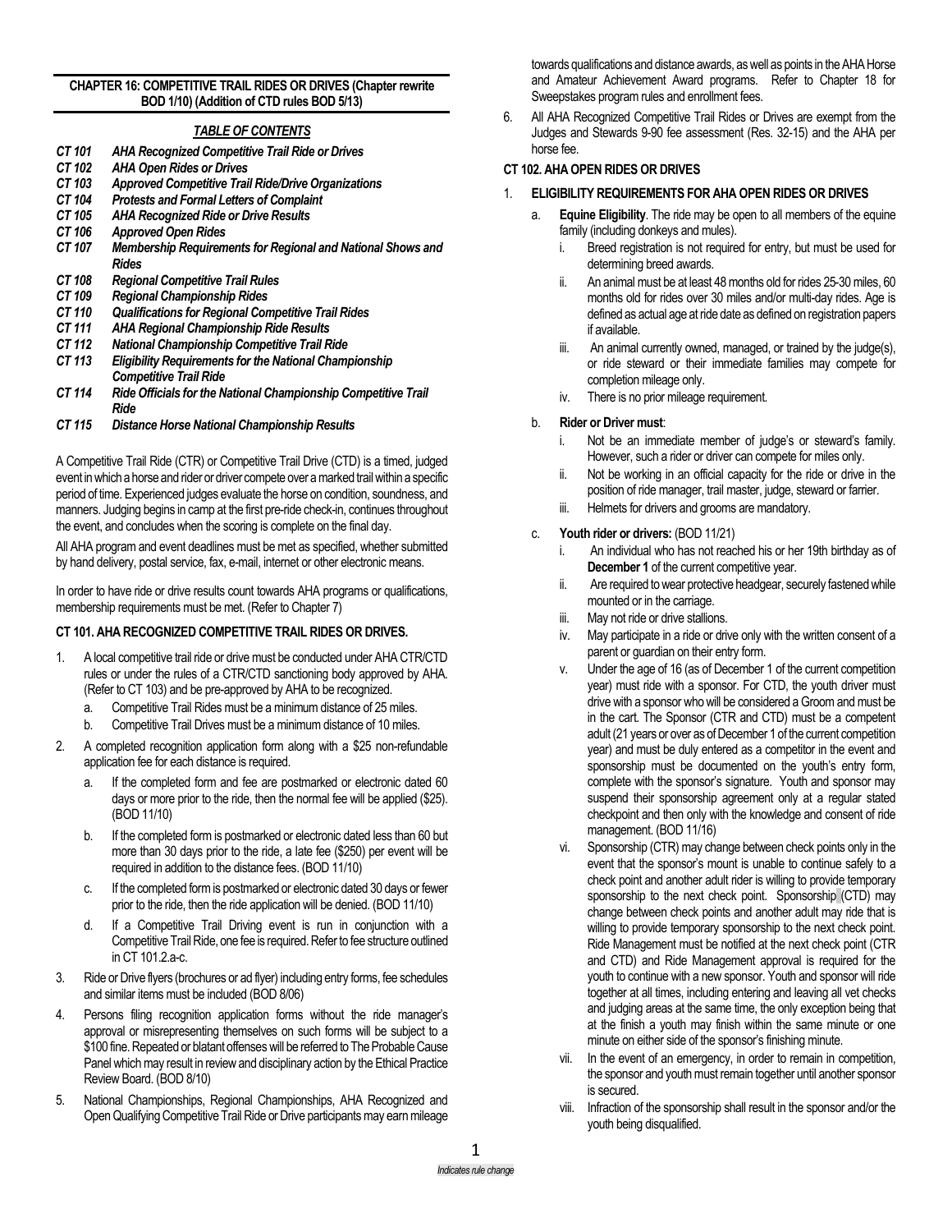**CHAPTER 16: COMPETITIVE TRAIL RIDES OR DRIVES (Chapter rewrite BOD 1/10) (Addition of CTD rules BOD 5/13)**

***TABLE OF CONTENTS***

- ***CT 101*** ***AHA Recognized Competitive Trail Ride or Drives***
- ***CT 102*** ***AHA Open Rides or Drives***
- ***CT 103*** ***Approved Competitive Trail Ride/Drive Organizations***
- ***CT 104*** ***Protests and Formal Letters of Complaint***
- ***CT 105*** ***AHA Recognized Ride or Drive Results***
- ***CT 106*** ***Approved Open Rides***
- ***CT 107*** ***Membership Requirements for Regional and National Shows and Rides***
- ***CT 108*** ***Regional Competitive Trail Rules***
- ***CT 109*** ***Regional Championship Rides***
- ***CT 110*** ***Qualifications for Regional Competitive Trail Rides***
- ***CT 111*** ***AHA Regional Championship Ride Results***
- ***CT 112*** ***National Championship Competitive Trail Ride***
- ***CT 113*** ***Eligibility Requirements for the National Championship Competitive Trail Ride***
- ***CT 114*** ***Ride Officials for the National Championship Competitive Trail Ride***
- ***CT 115*** ***Distance Horse National Championship Results***

A Competitive Trail Ride (CTR) or Competitive Trail Drive (CTD) is a timed, judged event in which a horse and rider or driver compete over a marked trail within a specific period of time. Experienced judges evaluate the horse on condition, soundness, and manners. Judging begins in camp at the first pre-ride check-in, continues throughout the event, and concludes when the scoring is complete on the final day.

All AHA program and event deadlines must be met as specified, whether submitted by hand delivery, postal service, fax, e-mail, internet or other electronic means.

In order to have ride or drive results count towards AHA programs or qualifications, membership requirements must be met. (Refer to Chapter 7)

**CT 101. AHA RECOGNIZED COMPETITIVE TRAIL RIDES OR DRIVES.**

1. A local competitive trail ride or drive must be conducted under AHA CTR/CTD rules or under the rules of a CTR/CTD sanctioning body approved by AHA. (Refer to CT 103) and be pre-approved by AHA to be recognized.
   a. Competitive Trail Rides must be a minimum distance of 25 miles.
   b. Competitive Trail Drives must be a minimum distance of 10 miles.
2. A completed recognition application form along with a $25 non-refundable application fee for each distance is required.
   a. If the completed form and fee are postmarked or electronic dated 60 days or more prior to the ride, then the normal fee will be applied ($25). (BOD 11/10)
   b. If the completed form is postmarked or electronic dated less than 60 but more than 30 days prior to the ride, a late fee ($250) per event will be required in addition to the distance fees. (BOD 11/10)
   c. If the completed form is postmarked or electronic dated 30 days or fewer prior to the ride, then the ride application will be denied. (BOD 11/10)
   d. If a Competitive Trail Driving event is run in conjunction with a Competitive Trail Ride, one fee is required. Refer to fee structure outlined in CT 101.2.a-c.
3. Ride or Drive flyers (brochures or ad flyer) including entry forms, fee schedules and similar items must be included (BOD 8/06)
4. Persons filing recognition application forms without the ride manager's approval or misrepresenting themselves on such forms will be subject to a $100 fine. Repeated or blatant offenses will be referred to The Probable Cause Panel which may result in review and disciplinary action by the Ethical Practice Review Board. (BOD 8/10)
5. National Championships, Regional Championships, AHA Recognized and Open Qualifying Competitive Trail Ride or Drive participants may earn mileage towards qualifications and distance awards, as well as points in the AHA Horse and Amateur Achievement Award programs. Refer to Chapter 18 for Sweepstakes program rules and enrollment fees.
6. All AHA Recognized Competitive Trail Rides or Drives are exempt from the Judges and Stewards 9-90 fee assessment (Res. 32-15) and the AHA per horse fee.

**CT 102. AHA OPEN RIDES OR DRIVES**

1. **ELIGIBILITY REQUIREMENTS FOR AHA OPEN RIDES OR DRIVES**
   a. **Equine Eligibility**. The ride may be open to all members of the equine family (including donkeys and mules).
      i. Breed registration is not required for entry, but must be used for determining breed awards.
      ii. An animal must be at least 48 months old for rides 25-30 miles, 60 months old for rides over 30 miles and/or multi-day rides. Age is defined as actual age at ride date as defined on registration papers if available.
      iii. An animal currently owned, managed, or trained by the judge(s), or ride steward or their immediate families may compete for completion mileage only.
      iv. There is no prior mileage requirement.
   b. **Rider or Driver must**:
      i. Not be an immediate member of judge's or steward's family. However, such a rider or driver can compete for miles only.
      ii. Not be working in an official capacity for the ride or drive in the position of ride manager, trail master, judge, steward or farrier.
      iii. Helmets for drivers and grooms are mandatory.
   c. **Youth rider or drivers:** (BOD 11/21)
      i. An individual who has not reached his or her 19th birthday as of **December 1** of the current competitive year.
      ii. Are required to wear protective headgear, securely fastened while mounted or in the carriage.
      iii. May not ride or drive stallions.
      iv. May participate in a ride or drive only with the written consent of a parent or guardian on their entry form.
      v. Under the age of 16 (as of December 1 of the current competition year) must ride with a sponsor. For CTD, the youth driver must drive with a sponsor who will be considered a Groom and must be in the cart. The Sponsor (CTR and CTD) must be a competent adult (21 years or over as of December 1 of the current competition year) and must be duly entered as a competitor in the event and sponsorship must be documented on the youth's entry form, complete with the sponsor's signature. Youth and sponsor may suspend their sponsorship agreement only at a regular stated checkpoint and then only with the knowledge and consent of ride management. (BOD 11/16)
      vi. Sponsorship (CTR) may change between check points only in the event that the sponsor's mount is unable to continue safely to a check point and another adult rider is willing to provide temporary sponsorship to the next check point. Sponsorship (CTD) may change between check points and another adult may ride that is willing to provide temporary sponsorship to the next check point. Ride Management must be notified at the next check point (CTR and CTD) and Ride Management approval is required for the youth to continue with a new sponsor. Youth and sponsor will ride together at all times, including entering and leaving all vet checks and judging areas at the same time, the only exception being that at the finish a youth may finish within the same minute or one minute on either side of the sponsor's finishing minute.
      vii. In the event of an emergency, in order to remain in competition, the sponsor and youth must remain together until another sponsor is secured.
      viii. Infraction of the sponsorship shall result in the sponsor and/or the youth being disqualified.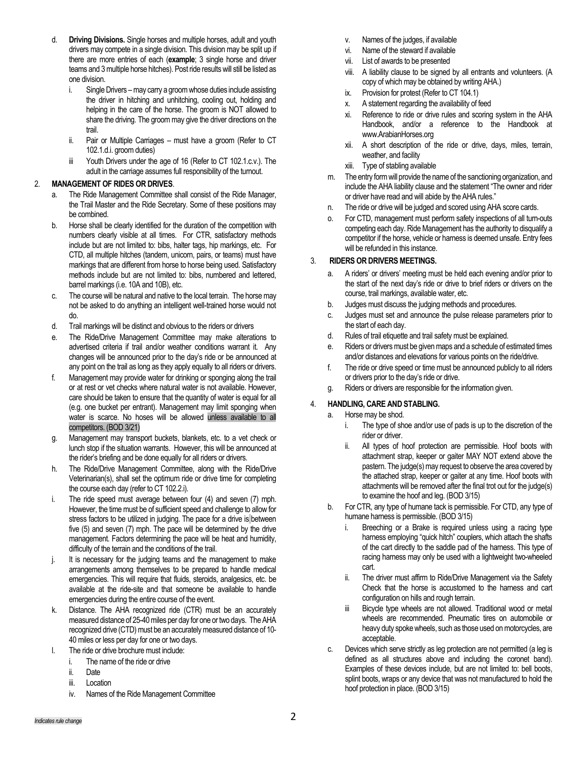d. **Driving Divisions.** Single horses and multiple horses, adult and youth drivers may compete in a single division. This division may be split up if there are more entries of each (**example**; 3 single horse and driver teams and 3 multiple horse hitches). Post ride results will still be listed as one division.

   i. Single Drivers – may carry a groom whose duties include assisting the driver in hitching and unhitching, cooling out, holding and helping in the care of the horse. The groom is NOT allowed to share the driving. The groom may give the driver directions on the trail.

   ii. Pair or Multiple Carriages – must have a groom (Refer to CT 102.1.d.i. groom duties)

   iii Youth Drivers under the age of 16 (Refer to CT 102.1.c.v.). The adult in the carriage assumes full responsibility of the turnout.

2. **MANAGEMENT OF RIDES OR DRIVES**.

   a. The Ride Management Committee shall consist of the Ride Manager, the Trail Master and the Ride Secretary. Some of these positions may be combined.

   b. Horse shall be clearly identified for the duration of the competition with numbers clearly visible at all times. For CTR, satisfactory methods include but are not limited to: bibs, halter tags, hip markings, etc. For CTD, all multiple hitches (tandem, unicorn, pairs, or teams) must have markings that are different from horse to horse being used. Satisfactory methods include but are not limited to: bibs, numbered and lettered, barrel markings (i.e. 10A and 10B), etc.

   c. The course will be natural and native to the local terrain. The horse may not be asked to do anything an intelligent well-trained horse would not do.

   d. Trail markings will be distinct and obvious to the riders or drivers

   e. The Ride/Drive Management Committee may make alterations to advertised criteria if trail and/or weather conditions warrant it. Any changes will be announced prior to the day's ride or be announced at any point on the trail as long as they apply equally to all riders or drivers.

   f. Management may provide water for drinking or sponging along the trail or at rest or vet checks where natural water is not available. However, care should be taken to ensure that the quantity of water is equal for all (e.g. one bucket per entrant). Management may limit sponging when water is scarce. No hoses will be allowed unless available to all competitors. (BOD 3/21)

   g. Management may transport buckets, blankets, etc. to a vet check or lunch stop if the situation warrants. However, this will be announced at the rider's briefing and be done equally for all riders or drivers.

   h. The Ride/Drive Management Committee, along with the Ride/Drive Veterinarian(s), shall set the optimum ride or drive time for completing the course each day (refer to CT 102.2.i).

   i. The ride speed must average between four (4) and seven (7) mph. However, the time must be of sufficient speed and challenge to allow for stress factors to be utilized in judging. The pace for a drive is between five (5) and seven (7) mph. The pace will be determined by the drive management. Factors determining the pace will be heat and humidity, difficulty of the terrain and the conditions of the trail.

   j. It is necessary for the judging teams and the management to make arrangements among themselves to be prepared to handle medical emergencies. This will require that fluids, steroids, analgesics, etc. be available at the ride-site and that someone be available to handle emergencies during the entire course of the event.

   k. Distance. The AHA recognized ride (CTR) must be an accurately measured distance of 25-40 miles per day for one or two days. The AHA recognized drive (CTD) must be an accurately measured distance of 10-40 miles or less per day for one or two days.

   l. The ride or drive brochure must include:

      i. The name of the ride or drive
      ii. Date
      iii. Location
      iv. Names of the Ride Management Committee
      v. Names of the judges, if available
      vi. Name of the steward if available
      vii. List of awards to be presented
      viii. A liability clause to be signed by all entrants and volunteers. (A copy of which may be obtained by writing AHA.)
      ix. Provision for protest (Refer to CT 104.1)
      x. A statement regarding the availability of feed
      xi. Reference to ride or drive rules and scoring system in the AHA Handbook, and/or a reference to the Handbook at www.ArabianHorses.org
      xii. A short description of the ride or drive, days, miles, terrain, weather, and facility
      xiii. Type of stabling available

   m. The entry form will provide the name of the sanctioning organization, and include the AHA liability clause and the statement "The owner and rider or driver have read and will abide by the AHA rules."

   n. The ride or drive will be judged and scored using AHA score cards.

   o. For CTD, management must perform safety inspections of all turn-outs competing each day. Ride Management has the authority to disqualify a competitor if the horse, vehicle or harness is deemed unsafe. Entry fees will be refunded in this instance.

3. **RIDERS OR DRIVERS MEETINGS.**

   a. A riders' or drivers' meeting must be held each evening and/or prior to the start of the next day's ride or drive to brief riders or drivers on the course, trail markings, available water, etc.

   b. Judges must discuss the judging methods and procedures.

   c. Judges must set and announce the pulse release parameters prior to the start of each day.

   d. Rules of trail etiquette and trail safety must be explained.

   e. Riders or drivers must be given maps and a schedule of estimated times and/or distances and elevations for various points on the ride/drive.

   f. The ride or drive speed or time must be announced publicly to all riders or drivers prior to the day's ride or drive.

   g. Riders or drivers are responsible for the information given.

4. **HANDLING, CARE AND STABLING.**

   a. Horse may be shod.

      i. The type of shoe and/or use of pads is up to the discretion of the rider or driver.

      ii. All types of hoof protection are permissible. Hoof boots with attachment strap, keeper or gaiter MAY NOT extend above the pastern. The judge(s) may request to observe the area covered by the attached strap, keeper or gaiter at any time. Hoof boots with attachments will be removed after the final trot out for the judge(s) to examine the hoof and leg. (BOD 3/15)

   b. For CTR, any type of humane tack is permissible. For CTD, any type of humane harness is permissible. (BOD 3/15)

      i. Breeching or a Brake is required unless using a racing type harness employing "quick hitch" couplers, which attach the shafts of the cart directly to the saddle pad of the harness. This type of racing harness may only be used with a lightweight two-wheeled cart.

      ii. The driver must affirm to Ride/Drive Management via the Safety Check that the horse is accustomed to the harness and cart configuration on hills and rough terrain.

      iii Bicycle type wheels are not allowed. Traditional wood or metal wheels are recommended. Pneumatic tires on automobile or heavy duty spoke wheels, such as those used on motorcycles, are acceptable.

   c. Devices which serve strictly as leg protection are not permitted (a leg is defined as all structures above and including the coronet band). Examples of these devices include, but are not limited to: bell boots, splint boots, wraps or any device that was not manufactured to hold the hoof protection in place. (BOD 3/15)

*Indicates rule change*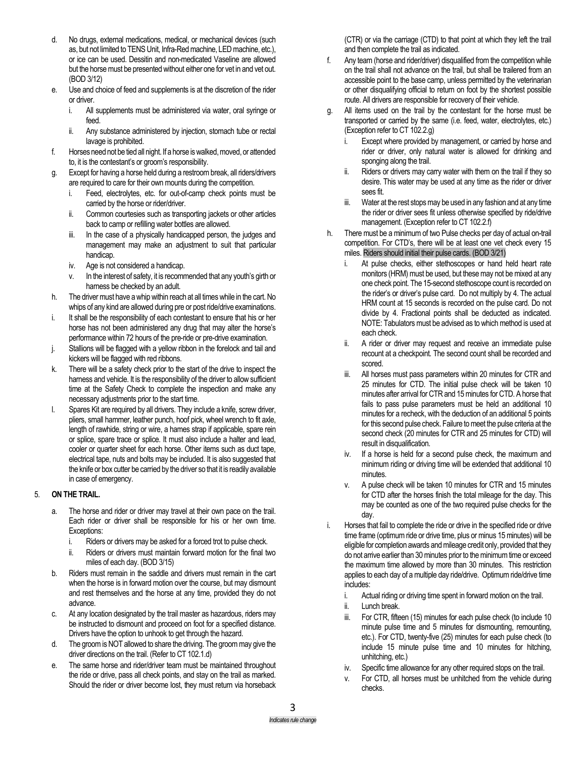d. No drugs, external medications, medical, or mechanical devices (such as, but not limited to TENS Unit, Infra-Red machine, LED machine, etc.), or ice can be used. Dessitin and non-medicated Vaseline are allowed but the horse must be presented without either one for vet in and vet out. (BOD 3/12)

e. Use and choice of feed and supplements is at the discretion of the rider or driver.
   i. All supplements must be administered via water, oral syringe or feed.
   ii. Any substance administered by injection, stomach tube or rectal lavage is prohibited.

f. Horses need not be tied all night. If a horse is walked, moved, or attended to, it is the contestant's or groom's responsibility.

g. Except for having a horse held during a restroom break, all riders/drivers are required to care for their own mounts during the competition.
   i. Feed, electrolytes, etc. for out-of-camp check points must be carried by the horse or rider/driver.
   ii. Common courtesies such as transporting jackets or other articles back to camp or refilling water bottles are allowed.
   iii. In the case of a physically handicapped person, the judges and management may make an adjustment to suit that particular handicap.
   iv. Age is not considered a handicap.
   v. In the interest of safety, it is recommended that any youth's girth or harness be checked by an adult.

h. The driver must have a whip within reach at all times while in the cart. No whips of any kind are allowed during pre or post ride/drive examinations.

i. It shall be the responsibility of each contestant to ensure that his or her horse has not been administered any drug that may alter the horse's performance within 72 hours of the pre-ride or pre-drive examination.

j. Stallions will be flagged with a yellow ribbon in the forelock and tail and kickers will be flagged with red ribbons.

k. There will be a safety check prior to the start of the drive to inspect the harness and vehicle. It is the responsibility of the driver to allow sufficient time at the Safety Check to complete the inspection and make any necessary adjustments prior to the start time.

l. Spares Kit are required by all drivers. They include a knife, screw driver, pliers, small hammer, leather punch, hoof pick, wheel wrench to fit axle, length of rawhide, string or wire, a hames strap if applicable, spare rein or splice, spare trace or splice. It must also include a halter and lead, cooler or quarter sheet for each horse. Other items such as duct tape, electrical tape, nuts and bolts may be included. It is also suggested that the knife or box cutter be carried by the driver so that it is readily available in case of emergency.

5. **ON THE TRAIL.**

a. The horse and rider or driver may travel at their own pace on the trail. Each rider or driver shall be responsible for his or her own time. Exceptions:
   i. Riders or drivers may be asked for a forced trot to pulse check.
   ii. Riders or drivers must maintain forward motion for the final two miles of each day. (BOD 3/15)

b. Riders must remain in the saddle and drivers must remain in the cart when the horse is in forward motion over the course, but may dismount and rest themselves and the horse at any time, provided they do not advance.

c. At any location designated by the trail master as hazardous, riders may be instructed to dismount and proceed on foot for a specified distance. Drivers have the option to unhook to get through the hazard.

d. The groom is NOT allowed to share the driving. The groom may give the driver directions on the trail. (Refer to CT 102.1.d)

e. The same horse and rider/driver team must be maintained throughout the ride or drive, pass all check points, and stay on the trail as marked. Should the rider or driver become lost, they must return via horseback (CTR) or via the carriage (CTD) to that point at which they left the trail and then complete the trail as indicated.

f. Any team (horse and rider/driver) disqualified from the competition while on the trail shall not advance on the trail, but shall be trailered from an accessible point to the base camp, unless permitted by the veterinarian or other disqualifying official to return on foot by the shortest possible route. All drivers are responsible for recovery of their vehicle.

g. All items used on the trail by the contestant for the horse must be transported or carried by the same (i.e. feed, water, electrolytes, etc.) (Exception refer to CT 102.2.g)
   i. Except where provided by management, or carried by horse and rider or driver, only natural water is allowed for drinking and sponging along the trail.
   ii. Riders or drivers may carry water with them on the trail if they so desire. This water may be used at any time as the rider or driver sees fit.
   iii. Water at the rest stops may be used in any fashion and at any time the rider or driver sees fit unless otherwise specified by ride/drive management. (Exception refer to CT 102.2.f)

h. There must be a minimum of two Pulse checks per day of actual on-trail competition. For CTD's, there will be at least one vet check every 15 miles. Riders should initial their pulse cards. (BOD 3/21)
   i. At pulse checks, either stethoscopes or hand held heart rate monitors (HRM) must be used, but these may not be mixed at any one check point. The 15-second stethoscope count is recorded on the rider's or driver's pulse card. Do not multiply by 4. The actual HRM count at 15 seconds is recorded on the pulse card. Do not divide by 4. Fractional points shall be deducted as indicated. NOTE: Tabulators must be advised as to which method is used at each check.
   ii. A rider or driver may request and receive an immediate pulse recount at a checkpoint. The second count shall be recorded and scored.
   iii. All horses must pass parameters within 20 minutes for CTR and 25 minutes for CTD. The initial pulse check will be taken 10 minutes after arrival for CTR and 15 minutes for CTD. A horse that fails to pass pulse parameters must be held an additional 10 minutes for a recheck, with the deduction of an additional 5 points for this second pulse check. Failure to meet the pulse criteria at the second check (20 minutes for CTR and 25 minutes for CTD) will result in disqualification.
   iv. If a horse is held for a second pulse check, the maximum and minimum riding or driving time will be extended that additional 10 minutes.
   v. A pulse check will be taken 10 minutes for CTR and 15 minutes for CTD after the horses finish the total mileage for the day. This may be counted as one of the two required pulse checks for the day.

i. Horses that fail to complete the ride or drive in the specified ride or drive time frame (optimum ride or drive time, plus or minus 15 minutes) will be eligible for completion awards and mileage credit only, provided that they do not arrive earlier than 30 minutes prior to the minimum time or exceed the maximum time allowed by more than 30 minutes. This restriction applies to each day of a multiple day ride/drive. Optimum ride/drive time includes:
   i. Actual riding or driving time spent in forward motion on the trail.
   ii. Lunch break.
   iii. For CTR, fifteen (15) minutes for each pulse check (to include 10 minute pulse time and 5 minutes for dismounting, remounting, etc.). For CTD, twenty-five (25) minutes for each pulse check (to include 15 minute pulse time and 10 minutes for hitching, unhitching, etc.)
   iv. Specific time allowance for any other required stops on the trail.
   v. For CTD, all horses must be unhitched from the vehicle during checks.

*Indicates rule change*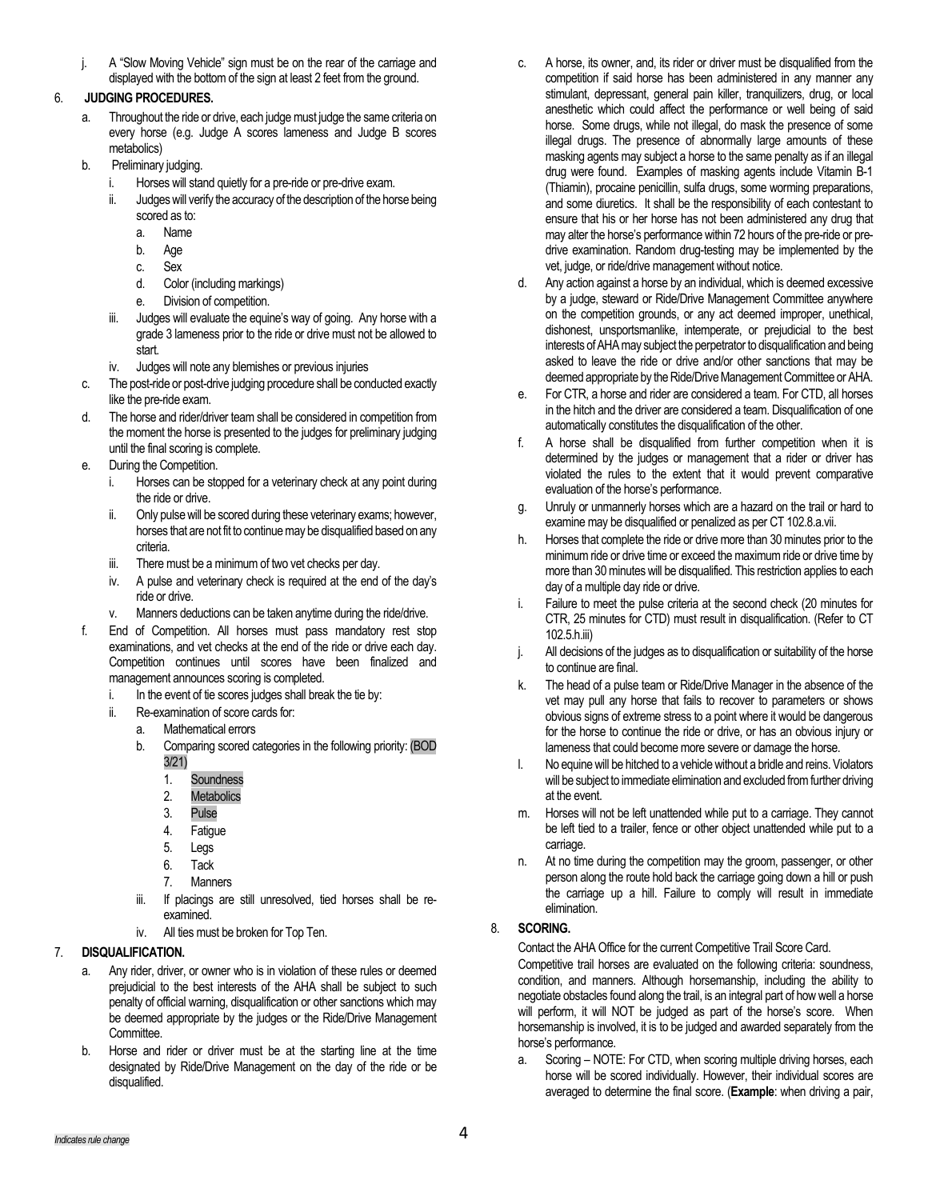j. A "Slow Moving Vehicle" sign must be on the rear of the carriage and displayed with the bottom of the sign at least 2 feet from the ground.

6. **JUDGING PROCEDURES.**

   a. Throughout the ride or drive, each judge must judge the same criteria on every horse (e.g. Judge A scores lameness and Judge B scores metabolics)

   b. Preliminary judging.

      i. Horses will stand quietly for a pre-ride or pre-drive exam.

      ii. Judges will verify the accuracy of the description of the horse being scored as to:

         a. Name
         b. Age
         c. Sex
         d. Color (including markings)
         e. Division of competition.

      iii. Judges will evaluate the equine's way of going. Any horse with a grade 3 lameness prior to the ride or drive must not be allowed to start.

      iv. Judges will note any blemishes or previous injuries

   c. The post-ride or post-drive judging procedure shall be conducted exactly like the pre-ride exam.

   d. The horse and rider/driver team shall be considered in competition from the moment the horse is presented to the judges for preliminary judging until the final scoring is complete.

   e. During the Competition.

      i. Horses can be stopped for a veterinary check at any point during the ride or drive.

      ii. Only pulse will be scored during these veterinary exams; however, horses that are not fit to continue may be disqualified based on any criteria.

      iii. There must be a minimum of two vet checks per day.

      iv. A pulse and veterinary check is required at the end of the day's ride or drive.

      v. Manners deductions can be taken anytime during the ride/drive.

   f. End of Competition. All horses must pass mandatory rest stop examinations, and vet checks at the end of the ride or drive each day. Competition continues until scores have been finalized and management announces scoring is completed.

      i. In the event of tie scores judges shall break the tie by:

      ii. Re-examination of score cards for:

         a. Mathematical errors
         b. Comparing scored categories in the following priority: (BOD 3/21)
            1. Soundness
            2. Metabolics
            3. Pulse
            4. Fatigue
            5. Legs
            6. Tack
            7. Manners

      iii. If placings are still unresolved, tied horses shall be re-examined.

      iv. All ties must be broken for Top Ten.

7. **DISQUALIFICATION.**

   a. Any rider, driver, or owner who is in violation of these rules or deemed prejudicial to the best interests of the AHA shall be subject to such penalty of official warning, disqualification or other sanctions which may be deemed appropriate by the judges or the Ride/Drive Management Committee.

   b. Horse and rider or driver must be at the starting line at the time designated by Ride/Drive Management on the day of the ride or be disqualified.

   c. A horse, its owner, and, its rider or driver must be disqualified from the competition if said horse has been administered in any manner any stimulant, depressant, general pain killer, tranquilizers, drug, or local anesthetic which could affect the performance or well being of said horse. Some drugs, while not illegal, do mask the presence of some illegal drugs. The presence of abnormally large amounts of these masking agents may subject a horse to the same penalty as if an illegal drug were found. Examples of masking agents include Vitamin B-1 (Thiamin), procaine penicillin, sulfa drugs, some worming preparations, and some diuretics. It shall be the responsibility of each contestant to ensure that his or her horse has not been administered any drug that may alter the horse's performance within 72 hours of the pre-ride or pre-drive examination. Random drug-testing may be implemented by the vet, judge, or ride/drive management without notice.

   d. Any action against a horse by an individual, which is deemed excessive by a judge, steward or Ride/Drive Management Committee anywhere on the competition grounds, or any act deemed improper, unethical, dishonest, unsportsmanlike, intemperate, or prejudicial to the best interests of AHA may subject the perpetrator to disqualification and being asked to leave the ride or drive and/or other sanctions that may be deemed appropriate by the Ride/Drive Management Committee or AHA.

   e. For CTR, a horse and rider are considered a team. For CTD, all horses in the hitch and the driver are considered a team. Disqualification of one automatically constitutes the disqualification of the other.

   f. A horse shall be disqualified from further competition when it is determined by the judges or management that a rider or driver has violated the rules to the extent that it would prevent comparative evaluation of the horse's performance.

   g. Unruly or unmannerly horses which are a hazard on the trail or hard to examine may be disqualified or penalized as per CT 102.8.a.vii.

   h. Horses that complete the ride or drive more than 30 minutes prior to the minimum ride or drive time or exceed the maximum ride or drive time by more than 30 minutes will be disqualified. This restriction applies to each day of a multiple day ride or drive.

   i. Failure to meet the pulse criteria at the second check (20 minutes for CTR, 25 minutes for CTD) must result in disqualification. (Refer to CT 102.5.h.iii)

   j. All decisions of the judges as to disqualification or suitability of the horse to continue are final.

   k. The head of a pulse team or Ride/Drive Manager in the absence of the vet may pull any horse that fails to recover to parameters or shows obvious signs of extreme stress to a point where it would be dangerous for the horse to continue the ride or drive, or has an obvious injury or lameness that could become more severe or damage the horse.

   l. No equine will be hitched to a vehicle without a bridle and reins. Violators will be subject to immediate elimination and excluded from further driving at the event.

   m. Horses will not be left unattended while put to a carriage. They cannot be left tied to a trailer, fence or other object unattended while put to a carriage.

   n. At no time during the competition may the groom, passenger, or other person along the route hold back the carriage going down a hill or push the carriage up a hill. Failure to comply will result in immediate elimination.

8. **SCORING.**

   Contact the AHA Office for the current Competitive Trail Score Card.

   Competitive trail horses are evaluated on the following criteria: soundness, condition, and manners. Although horsemanship, including the ability to negotiate obstacles found along the trail, is an integral part of how well a horse will perform, it will NOT be judged as part of the horse's score. When horsemanship is involved, it is to be judged and awarded separately from the horse's performance.

   a. Scoring – NOTE: For CTD, when scoring multiple driving horses, each horse will be scored individually. However, their individual scores are averaged to determine the final score. (**Example**: when driving a pair,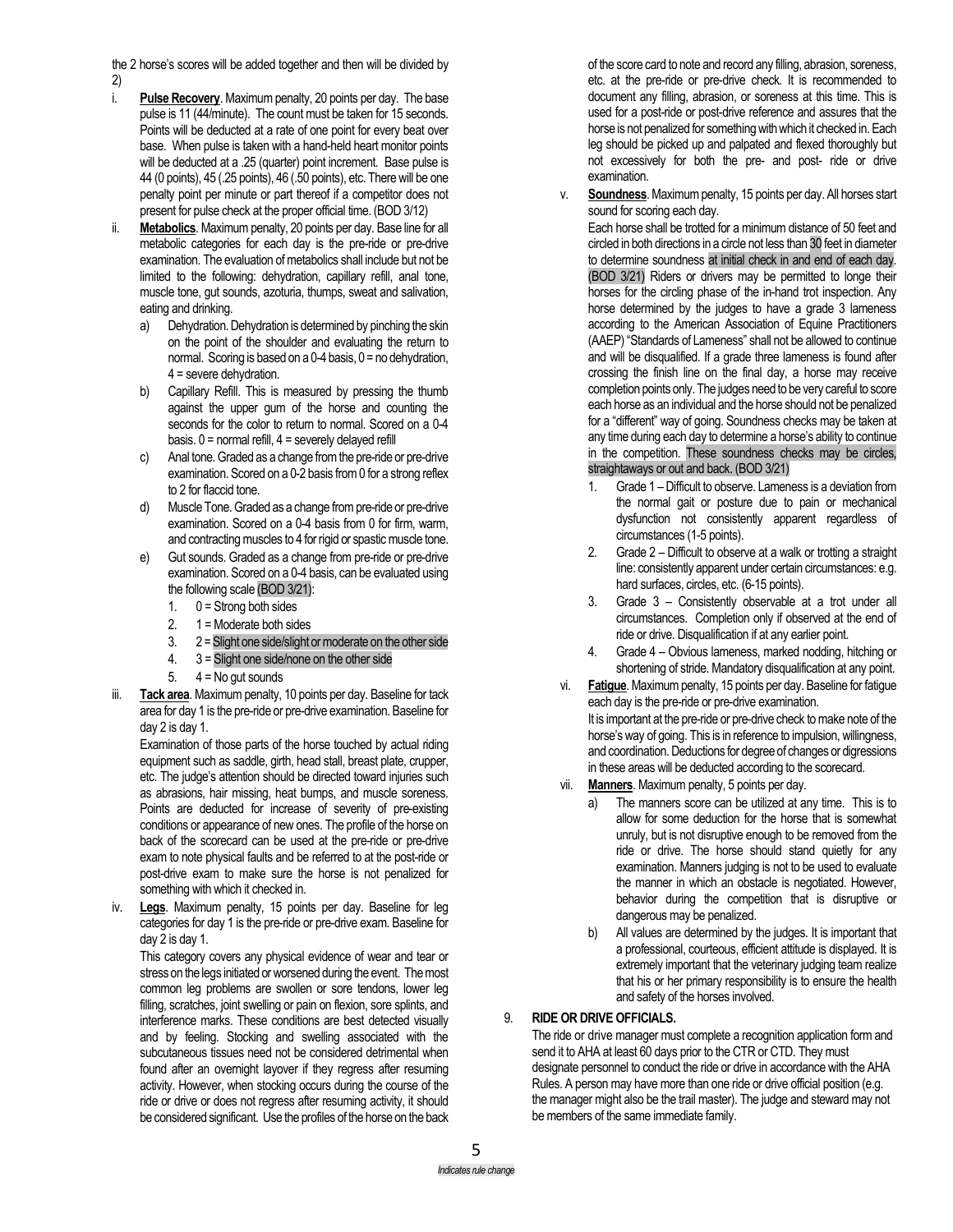the 2 horse's scores will be added together and then will be divided by 2)

i. **Pulse Recovery**. Maximum penalty, 20 points per day. The base pulse is 11 (44/minute). The count must be taken for 15 seconds. Points will be deducted at a rate of one point for every beat over base. When pulse is taken with a hand-held heart monitor points will be deducted at a .25 (quarter) point increment. Base pulse is 44 (0 points), 45 (.25 points), 46 (.50 points), etc. There will be one penalty point per minute or part thereof if a competitor does not present for pulse check at the proper official time. (BOD 3/12)

ii. **Metabolics**. Maximum penalty, 20 points per day. Base line for all metabolic categories for each day is the pre-ride or pre-drive examination. The evaluation of metabolics shall include but not be limited to the following: dehydration, capillary refill, anal tone, muscle tone, gut sounds, azoturia, thumps, sweat and salivation, eating and drinking.

   a) Dehydration. Dehydration is determined by pinching the skin on the point of the shoulder and evaluating the return to normal. Scoring is based on a 0-4 basis, 0 = no dehydration, 4 = severe dehydration.
   b) Capillary Refill. This is measured by pressing the thumb against the upper gum of the horse and counting the seconds for the color to return to normal. Scored on a 0-4 basis. 0 = normal refill, 4 = severely delayed refill
   c) Anal tone. Graded as a change from the pre-ride or pre-drive examination. Scored on a 0-2 basis from 0 for a strong reflex to 2 for flaccid tone.
   d) Muscle Tone. Graded as a change from pre-ride or pre-drive examination. Scored on a 0-4 basis from 0 for firm, warm, and contracting muscles to 4 for rigid or spastic muscle tone.
   e) Gut sounds. Graded as a change from pre-ride or pre-drive examination. Scored on a 0-4 basis, can be evaluated using the following scale (BOD 3/21):
      1. 0 = Strong both sides
      2. 1 = Moderate both sides
      3. 2 = Slight one side/slight or moderate on the other side
      4. 3 = Slight one side/none on the other side
      5. 4 = No gut sounds

iii. **Tack area**. Maximum penalty, 10 points per day. Baseline for tack area for day 1 is the pre-ride or pre-drive examination. Baseline for day 2 is day 1.

   Examination of those parts of the horse touched by actual riding equipment such as saddle, girth, head stall, breast plate, crupper, etc. The judge's attention should be directed toward injuries such as abrasions, hair missing, heat bumps, and muscle soreness. Points are deducted for increase of severity of pre-existing conditions or appearance of new ones. The profile of the horse on back of the scorecard can be used at the pre-ride or pre-drive exam to note physical faults and be referred to at the post-ride or post-drive exam to make sure the horse is not penalized for something with which it checked in.

iv. **Legs**. Maximum penalty, 15 points per day. Baseline for leg categories for day 1 is the pre-ride or pre-drive exam. Baseline for day 2 is day 1.

   This category covers any physical evidence of wear and tear or stress on the legs initiated or worsened during the event. The most common leg problems are swollen or sore tendons, lower leg filling, scratches, joint swelling or pain on flexion, sore splints, and interference marks. These conditions are best detected visually and by feeling. Stocking and swelling associated with the subcutaneous tissues need not be considered detrimental when found after an overnight layover if they regress after resuming activity. However, when stocking occurs during the course of the ride or drive or does not regress after resuming activity, it should be considered significant. Use the profiles of the horse on the back of the score card to note and record any filling, abrasion, soreness, etc. at the pre-ride or pre-drive check. It is recommended to document any filling, abrasion, or soreness at this time. This is used for a post-ride or post-drive reference and assures that the horse is not penalized for something with which it checked in. Each leg should be picked up and palpated and flexed thoroughly but not excessively for both the pre- and post- ride or drive examination.

v. **Soundness**. Maximum penalty, 15 points per day. All horses start sound for scoring each day.

   Each horse shall be trotted for a minimum distance of 50 feet and circled in both directions in a circle not less than 30 feet in diameter to determine soundness at initial check in and end of each day. (BOD 3/21) Riders or drivers may be permitted to longe their horses for the circling phase of the in-hand trot inspection. Any horse determined by the judges to have a grade 3 lameness according to the American Association of Equine Practitioners (AAEP) "Standards of Lameness" shall not be allowed to continue and will be disqualified. If a grade three lameness is found after crossing the finish line on the final day, a horse may receive completion points only. The judges need to be very careful to score each horse as an individual and the horse should not be penalized for a "different" way of going. Soundness checks may be taken at any time during each day to determine a horse's ability to continue in the competition. These soundness checks may be circles, straightaways or out and back. (BOD 3/21)

   1. Grade 1 – Difficult to observe. Lameness is a deviation from the normal gait or posture due to pain or mechanical dysfunction not consistently apparent regardless of circumstances (1-5 points).
   2. Grade 2 – Difficult to observe at a walk or trotting a straight line: consistently apparent under certain circumstances: e.g. hard surfaces, circles, etc. (6-15 points).
   3. Grade 3 – Consistently observable at a trot under all circumstances. Completion only if observed at the end of ride or drive. Disqualification if at any earlier point.
   4. Grade 4 – Obvious lameness, marked nodding, hitching or shortening of stride. Mandatory disqualification at any point.

vi. **Fatigue**. Maximum penalty, 15 points per day. Baseline for fatigue each day is the pre-ride or pre-drive examination.

   It is important at the pre-ride or pre-drive check to make note of the horse's way of going. This is in reference to impulsion, willingness, and coordination. Deductions for degree of changes or digressions in these areas will be deducted according to the scorecard.

vii. **Manners**. Maximum penalty, 5 points per day.

   a) The manners score can be utilized at any time. This is to allow for some deduction for the horse that is somewhat unruly, but is not disruptive enough to be removed from the ride or drive. The horse should stand quietly for any examination. Manners judging is not to be used to evaluate the manner in which an obstacle is negotiated. However, behavior during the competition that is disruptive or dangerous may be penalized.
   b) All values are determined by the judges. It is important that a professional, courteous, efficient attitude is displayed. It is extremely important that the veterinary judging team realize that his or her primary responsibility is to ensure the health and safety of the horses involved.

9. **RIDE OR DRIVE OFFICIALS.**

   The ride or drive manager must complete a recognition application form and send it to AHA at least 60 days prior to the CTR or CTD. They must designate personnel to conduct the ride or drive in accordance with the AHA Rules. A person may have more than one ride or drive official position (e.g. the manager might also be the trail master). The judge and steward may not be members of the same immediate family.

*Indicates rule change*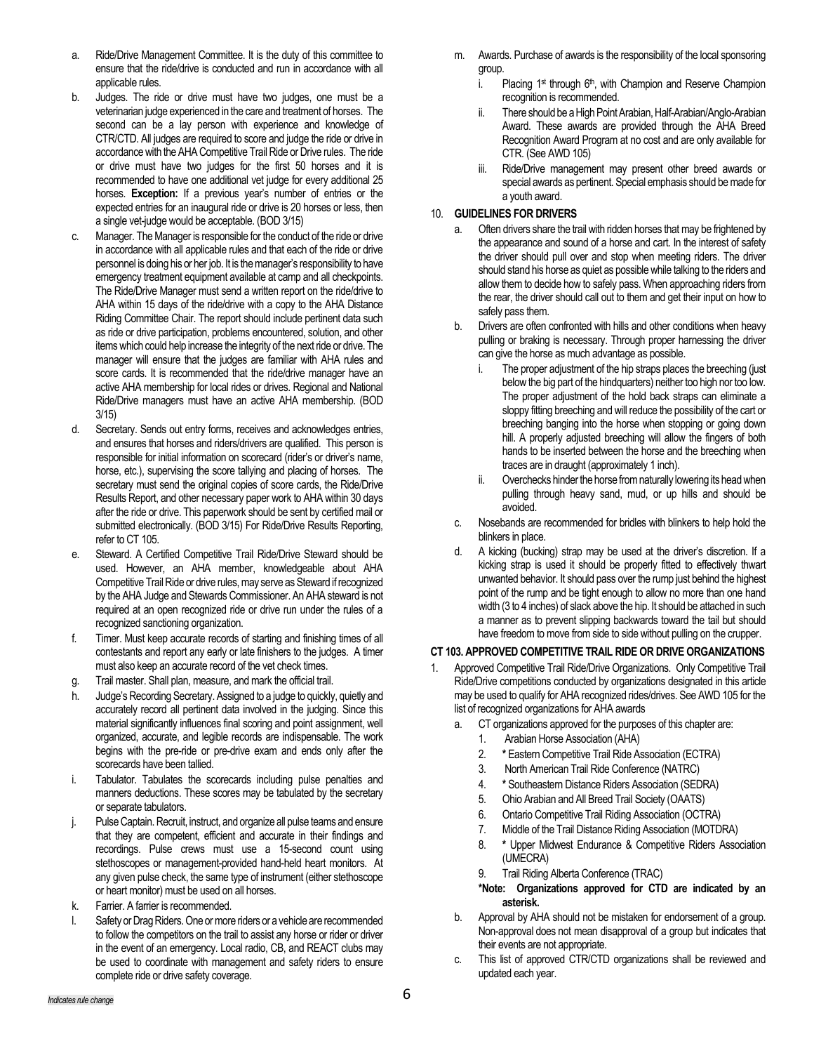a. Ride/Drive Management Committee. It is the duty of this committee to ensure that the ride/drive is conducted and run in accordance with all applicable rules.

b. Judges. The ride or drive must have two judges, one must be a veterinarian judge experienced in the care and treatment of horses. The second can be a lay person with experience and knowledge of CTR/CTD. All judges are required to score and judge the ride or drive in accordance with the AHA Competitive Trail Ride or Drive rules. The ride or drive must have two judges for the first 50 horses and it is recommended to have one additional vet judge for every additional 25 horses. **Exception:** If a previous year's number of entries or the expected entries for an inaugural ride or drive is 20 horses or less, then a single vet-judge would be acceptable. (BOD 3/15)

c. Manager. The Manager is responsible for the conduct of the ride or drive in accordance with all applicable rules and that each of the ride or drive personnel is doing his or her job. It is the manager's responsibility to have emergency treatment equipment available at camp and all checkpoints. The Ride/Drive Manager must send a written report on the ride/drive to AHA within 15 days of the ride/drive with a copy to the AHA Distance Riding Committee Chair. The report should include pertinent data such as ride or drive participation, problems encountered, solution, and other items which could help increase the integrity of the next ride or drive. The manager will ensure that the judges are familiar with AHA rules and score cards. It is recommended that the ride/drive manager have an active AHA membership for local rides or drives. Regional and National Ride/Drive managers must have an active AHA membership. (BOD 3/15)

d. Secretary. Sends out entry forms, receives and acknowledges entries, and ensures that horses and riders/drivers are qualified. This person is responsible for initial information on scorecard (rider's or driver's name, horse, etc.), supervising the score tallying and placing of horses. The secretary must send the original copies of score cards, the Ride/Drive Results Report, and other necessary paper work to AHA within 30 days after the ride or drive. This paperwork should be sent by certified mail or submitted electronically. (BOD 3/15) For Ride/Drive Results Reporting, refer to CT 105.

e. Steward. A Certified Competitive Trail Ride/Drive Steward should be used. However, an AHA member, knowledgeable about AHA Competitive Trail Ride or drive rules, may serve as Steward if recognized by the AHA Judge and Stewards Commissioner. An AHA steward is not required at an open recognized ride or drive run under the rules of a recognized sanctioning organization.

f. Timer. Must keep accurate records of starting and finishing times of all contestants and report any early or late finishers to the judges. A timer must also keep an accurate record of the vet check times.

g. Trail master. Shall plan, measure, and mark the official trail.

h. Judge's Recording Secretary. Assigned to a judge to quickly, quietly and accurately record all pertinent data involved in the judging. Since this material significantly influences final scoring and point assignment, well organized, accurate, and legible records are indispensable. The work begins with the pre-ride or pre-drive exam and ends only after the scorecards have been tallied.

i. Tabulator. Tabulates the scorecards including pulse penalties and manners deductions. These scores may be tabulated by the secretary or separate tabulators.

j. Pulse Captain. Recruit, instruct, and organize all pulse teams and ensure that they are competent, efficient and accurate in their findings and recordings. Pulse crews must use a 15-second count using stethoscopes or management-provided hand-held heart monitors. At any given pulse check, the same type of instrument (either stethoscope or heart monitor) must be used on all horses.

k. Farrier. A farrier is recommended.

l. Safety or Drag Riders. One or more riders or a vehicle are recommended to follow the competitors on the trail to assist any horse or rider or driver in the event of an emergency. Local radio, CB, and REACT clubs may be used to coordinate with management and safety riders to ensure complete ride or drive safety coverage.

m. Awards. Purchase of awards is the responsibility of the local sponsoring group.
   i. Placing 1st through 6th, with Champion and Reserve Champion recognition is recommended.
   ii. There should be a High Point Arabian, Half-Arabian/Anglo-Arabian Award. These awards are provided through the AHA Breed Recognition Award Program at no cost and are only available for CTR. (See AWD 105)
   iii. Ride/Drive management may present other breed awards or special awards as pertinent. Special emphasis should be made for a youth award.

10. **GUIDELINES FOR DRIVERS**

a. Often drivers share the trail with ridden horses that may be frightened by the appearance and sound of a horse and cart. In the interest of safety the driver should pull over and stop when meeting riders. The driver should stand his horse as quiet as possible while talking to the riders and allow them to decide how to safely pass. When approaching riders from the rear, the driver should call out to them and get their input on how to safely pass them.

b. Drivers are often confronted with hills and other conditions when heavy pulling or braking is necessary. Through proper harnessing the driver can give the horse as much advantage as possible.
   i. The proper adjustment of the hip straps places the breeching (just below the big part of the hindquarters) neither too high nor too low. The proper adjustment of the hold back straps can eliminate a sloppy fitting breeching and will reduce the possibility of the cart or breeching banging into the horse when stopping or going down hill. A properly adjusted breeching will allow the fingers of both hands to be inserted between the horse and the breeching when traces are in draught (approximately 1 inch).
   ii. Overchecks hinder the horse from naturally lowering its head when pulling through heavy sand, mud, or up hills and should be avoided.

c. Nosebands are recommended for bridles with blinkers to help hold the blinkers in place.

d. A kicking (bucking) strap may be used at the driver's discretion. If a kicking strap is used it should be properly fitted to effectively thwart unwanted behavior. It should pass over the rump just behind the highest point of the rump and be tight enough to allow no more than one hand width (3 to 4 inches) of slack above the hip. It should be attached in such a manner as to prevent slipping backwards toward the tail but should have freedom to move from side to side without pulling on the crupper.

## CT 103. APPROVED COMPETITIVE TRAIL RIDE OR DRIVE ORGANIZATIONS

1. Approved Competitive Trail Ride/Drive Organizations. Only Competitive Trail Ride/Drive competitions conducted by organizations designated in this article may be used to qualify for AHA recognized rides/drives. See AWD 105 for the list of recognized organizations for AHA awards

   a. CT organizations approved for the purposes of this chapter are:
      1. Arabian Horse Association (AHA)
      2. * Eastern Competitive Trail Ride Association (ECTRA)
      3. North American Trail Ride Conference (NATRC)
      4. * Southeastern Distance Riders Association (SEDRA)
      5. Ohio Arabian and All Breed Trail Society (OAATS)
      6. Ontario Competitive Trail Riding Association (OCTRA)
      7. Middle of the Trail Distance Riding Association (MOTDRA)
      8. * Upper Midwest Endurance & Competitive Riders Association (UMECRA)
      9. Trail Riding Alberta Conference (TRAC)

      **\*Note: Organizations approved for CTD are indicated by an asterisk.**

   b. Approval by AHA should not be mistaken for endorsement of a group. Non-approval does not mean disapproval of a group but indicates that their events are not appropriate.

   c. This list of approved CTR/CTD organizations shall be reviewed and updated each year.

*Indicates rule change*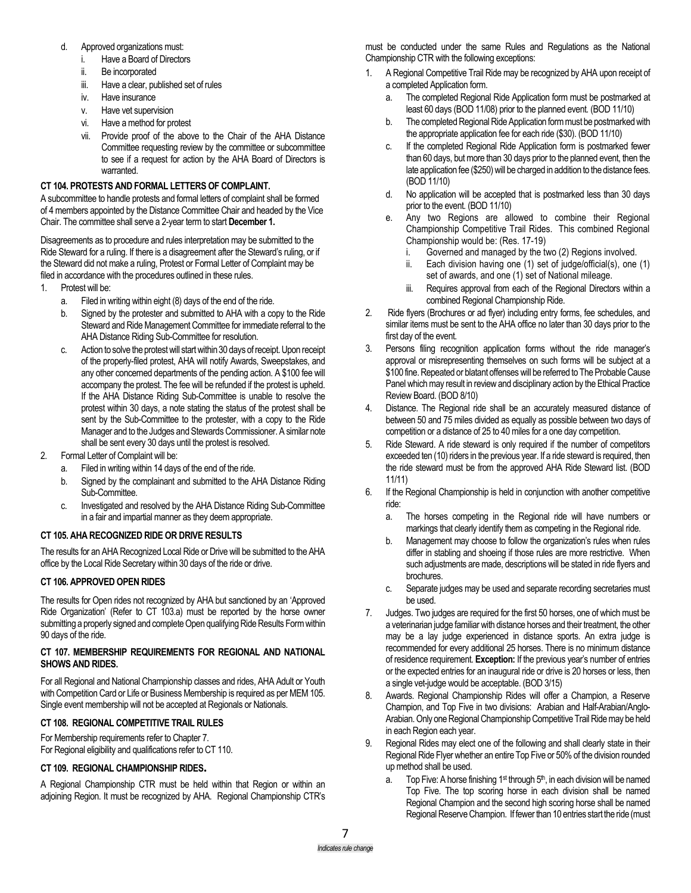d. Approved organizations must:
   i. Have a Board of Directors
   ii. Be incorporated
   iii. Have a clear, published set of rules
   iv. Have insurance
   v. Have vet supervision
   vi. Have a method for protest
   vii. Provide proof of the above to the Chair of the AHA Distance Committee requesting review by the committee or subcommittee to see if a request for action by the AHA Board of Directors is warranted.

### CT 104. PROTESTS AND FORMAL LETTERS OF COMPLAINT.

A subcommittee to handle protests and formal letters of complaint shall be formed of 4 members appointed by the Distance Committee Chair and headed by the Vice Chair. The committee shall serve a 2-year term to start **December 1.**

Disagreements as to procedure and rules interpretation may be submitted to the Ride Steward for a ruling. If there is a disagreement after the Steward's ruling, or if the Steward did not make a ruling, Protest or Formal Letter of Complaint may be filed in accordance with the procedures outlined in these rules.

1. Protest will be:
   a. Filed in writing within eight (8) days of the end of the ride.
   b. Signed by the protester and submitted to AHA with a copy to the Ride Steward and Ride Management Committee for immediate referral to the AHA Distance Riding Sub-Committee for resolution.
   c. Action to solve the protest will start within 30 days of receipt. Upon receipt of the properly-filed protest, AHA will notify Awards, Sweepstakes, and any other concerned departments of the pending action. A $100 fee will accompany the protest. The fee will be refunded if the protest is upheld. If the AHA Distance Riding Sub-Committee is unable to resolve the protest within 30 days, a note stating the status of the protest shall be sent by the Sub-Committee to the protester, with a copy to the Ride Manager and to the Judges and Stewards Commissioner. A similar note shall be sent every 30 days until the protest is resolved.
2. Formal Letter of Complaint will be:
   a. Filed in writing within 14 days of the end of the ride.
   b. Signed by the complainant and submitted to the AHA Distance Riding Sub-Committee.
   c. Investigated and resolved by the AHA Distance Riding Sub-Committee in a fair and impartial manner as they deem appropriate.

### CT 105. AHA RECOGNIZED RIDE OR DRIVE RESULTS

The results for an AHA Recognized Local Ride or Drive will be submitted to the AHA office by the Local Ride Secretary within 30 days of the ride or drive.

### CT 106. APPROVED OPEN RIDES

The results for Open rides not recognized by AHA but sanctioned by an 'Approved Ride Organization' (Refer to CT 103.a) must be reported by the horse owner submitting a properly signed and complete Open qualifying Ride Results Form within 90 days of the ride.

### CT 107. MEMBERSHIP REQUIREMENTS FOR REGIONAL AND NATIONAL SHOWS AND RIDES.

For all Regional and National Championship classes and rides, AHA Adult or Youth with Competition Card or Life or Business Membership is required as per MEM 105. Single event membership will not be accepted at Regionals or Nationals.

### CT 108. REGIONAL COMPETITIVE TRAIL RULES

For Membership requirements refer to Chapter 7.
For Regional eligibility and qualifications refer to CT 110.

### CT 109. REGIONAL CHAMPIONSHIP RIDES.

A Regional Championship CTR must be held within that Region or within an adjoining Region. It must be recognized by AHA. Regional Championship CTR's must be conducted under the same Rules and Regulations as the National Championship CTR with the following exceptions:

1. A Regional Competitive Trail Ride may be recognized by AHA upon receipt of a completed Application form.
   a. The completed Regional Ride Application form must be postmarked at least 60 days (BOD 11/08) prior to the planned event. (BOD 11/10)
   b. The completed Regional Ride Application form must be postmarked with the appropriate application fee for each ride ($30). (BOD 11/10)
   c. If the completed Regional Ride Application form is postmarked fewer than 60 days, but more than 30 days prior to the planned event, then the late application fee ($250) will be charged in addition to the distance fees. (BOD 11/10)
   d. No application will be accepted that is postmarked less than 30 days prior to the event. (BOD 11/10)
   e. Any two Regions are allowed to combine their Regional Championship Competitive Trail Rides. This combined Regional Championship would be: (Res. 17-19)
      i. Governed and managed by the two (2) Regions involved.
      ii. Each division having one (1) set of judge/official(s), one (1) set of awards, and one (1) set of National mileage.
      iii. Requires approval from each of the Regional Directors within a combined Regional Championship Ride.
2. Ride flyers (Brochures or ad flyer) including entry forms, fee schedules, and similar items must be sent to the AHA office no later than 30 days prior to the first day of the event.
3. Persons filing recognition application forms without the ride manager's approval or misrepresenting themselves on such forms will be subject at a $100 fine. Repeated or blatant offenses will be referred to The Probable Cause Panel which may result in review and disciplinary action by the Ethical Practice Review Board. (BOD 8/10)
4. Distance. The Regional ride shall be an accurately measured distance of between 50 and 75 miles divided as equally as possible between two days of competition or a distance of 25 to 40 miles for a one day competition.
5. Ride Steward. A ride steward is only required if the number of competitors exceeded ten (10) riders in the previous year. If a ride steward is required, then the ride steward must be from the approved AHA Ride Steward list. (BOD 11/11)
6. If the Regional Championship is held in conjunction with another competitive ride:
   a. The horses competing in the Regional ride will have numbers or markings that clearly identify them as competing in the Regional ride.
   b. Management may choose to follow the organization's rules when rules differ in stabling and shoeing if those rules are more restrictive. When such adjustments are made, descriptions will be stated in ride flyers and brochures.
   c. Separate judges may be used and separate recording secretaries must be used.
7. Judges. Two judges are required for the first 50 horses, one of which must be a veterinarian judge familiar with distance horses and their treatment, the other may be a lay judge experienced in distance sports. An extra judge is recommended for every additional 25 horses. There is no minimum distance of residence requirement. **Exception:** If the previous year's number of entries or the expected entries for an inaugural ride or drive is 20 horses or less, then a single vet-judge would be acceptable. (BOD 3/15)
8. Awards. Regional Championship Rides will offer a Champion, a Reserve Champion, and Top Five in two divisions: Arabian and Half-Arabian/Anglo-Arabian. Only one Regional Championship Competitive Trail Ride may be held in each Region each year.
9. Regional Rides may elect one of the following and shall clearly state in their Regional Ride Flyer whether an entire Top Five or 50% of the division rounded up method shall be used.
   a. Top Five: A horse finishing 1st through 5th, in each division will be named Top Five. The top scoring horse in each division shall be named Regional Champion and the second high scoring horse shall be named Regional Reserve Champion. If fewer than 10 entries start the ride (must

*Indicates rule change*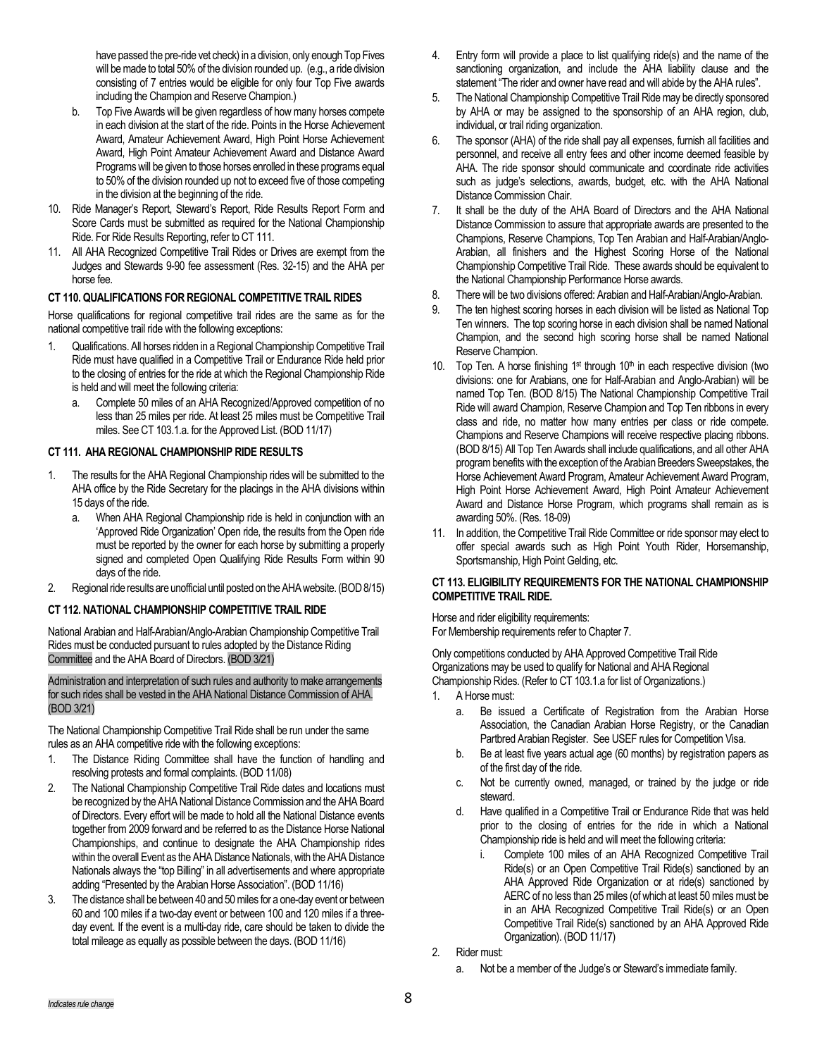have passed the pre-ride vet check) in a division, only enough Top Fives will be made to total 50% of the division rounded up. (e.g., a ride division consisting of 7 entries would be eligible for only four Top Five awards including the Champion and Reserve Champion.)

   b. Top Five Awards will be given regardless of how many horses compete in each division at the start of the ride. Points in the Horse Achievement Award, Amateur Achievement Award, High Point Horse Achievement Award, High Point Amateur Achievement Award and Distance Award Programs will be given to those horses enrolled in these programs equal to 50% of the division rounded up not to exceed five of those competing in the division at the beginning of the ride.

10. Ride Manager's Report, Steward's Report, Ride Results Report Form and Score Cards must be submitted as required for the National Championship Ride. For Ride Results Reporting, refer to CT 111.
11. All AHA Recognized Competitive Trail Rides or Drives are exempt from the Judges and Stewards 9-90 fee assessment (Res. 32-15) and the AHA per horse fee.

### CT 110. QUALIFICATIONS FOR REGIONAL COMPETITIVE TRAIL RIDES

Horse qualifications for regional competitive trail rides are the same as for the national competitive trail ride with the following exceptions:

1. Qualifications. All horses ridden in a Regional Championship Competitive Trail Ride must have qualified in a Competitive Trail or Endurance Ride held prior to the closing of entries for the ride at which the Regional Championship Ride is held and will meet the following criteria:
   a. Complete 50 miles of an AHA Recognized/Approved competition of no less than 25 miles per ride. At least 25 miles must be Competitive Trail miles. See CT 103.1.a. for the Approved List. (BOD 11/17)

### CT 111. AHA REGIONAL CHAMPIONSHIP RIDE RESULTS

1. The results for the AHA Regional Championship rides will be submitted to the AHA office by the Ride Secretary for the placings in the AHA divisions within 15 days of the ride.
   a. When AHA Regional Championship ride is held in conjunction with an 'Approved Ride Organization' Open ride, the results from the Open ride must be reported by the owner for each horse by submitting a properly signed and completed Open Qualifying Ride Results Form within 90 days of the ride.
2. Regional ride results are unofficial until posted on the AHA website. (BOD 8/15)

### CT 112. NATIONAL CHAMPIONSHIP COMPETITIVE TRAIL RIDE

National Arabian and Half-Arabian/Anglo-Arabian Championship Competitive Trail Rides must be conducted pursuant to rules adopted by the Distance Riding Committee and the AHA Board of Directors. (BOD 3/21)

Administration and interpretation of such rules and authority to make arrangements for such rides shall be vested in the AHA National Distance Commission of AHA. (BOD 3/21)

The National Championship Competitive Trail Ride shall be run under the same rules as an AHA competitive ride with the following exceptions:

1. The Distance Riding Committee shall have the function of handling and resolving protests and formal complaints. (BOD 11/08)
2. The National Championship Competitive Trail Ride dates and locations must be recognized by the AHA National Distance Commission and the AHA Board of Directors. Every effort will be made to hold all the National Distance events together from 2009 forward and be referred to as the Distance Horse National Championships, and continue to designate the AHA Championship rides within the overall Event as the AHA Distance Nationals, with the AHA Distance Nationals always the "top Billing" in all advertisements and where appropriate adding "Presented by the Arabian Horse Association". (BOD 11/16)
3. The distance shall be between 40 and 50 miles for a one-day event or between 60 and 100 miles if a two-day event or between 100 and 120 miles if a three-day event. If the event is a multi-day ride, care should be taken to divide the total mileage as equally as possible between the days. (BOD 11/16)
4. Entry form will provide a place to list qualifying ride(s) and the name of the sanctioning organization, and include the AHA liability clause and the statement "The rider and owner have read and will abide by the AHA rules".
5. The National Championship Competitive Trail Ride may be directly sponsored by AHA or may be assigned to the sponsorship of an AHA region, club, individual, or trail riding organization.
6. The sponsor (AHA) of the ride shall pay all expenses, furnish all facilities and personnel, and receive all entry fees and other income deemed feasible by AHA. The ride sponsor should communicate and coordinate ride activities such as judge's selections, awards, budget, etc. with the AHA National Distance Commission Chair.
7. It shall be the duty of the AHA Board of Directors and the AHA National Distance Commission to assure that appropriate awards are presented to the Champions, Reserve Champions, Top Ten Arabian and Half-Arabian/Anglo-Arabian, all finishers and the Highest Scoring Horse of the National Championship Competitive Trail Ride. These awards should be equivalent to the National Championship Performance Horse awards.
8. There will be two divisions offered: Arabian and Half-Arabian/Anglo-Arabian.
9. The ten highest scoring horses in each division will be listed as National Top Ten winners. The top scoring horse in each division shall be named National Champion, and the second high scoring horse shall be named National Reserve Champion.
10. Top Ten. A horse finishing 1st through 10th in each respective division (two divisions: one for Arabians, one for Half-Arabian and Anglo-Arabian) will be named Top Ten. (BOD 8/15) The National Championship Competitive Trail Ride will award Champion, Reserve Champion and Top Ten ribbons in every class and ride, no matter how many entries per class or ride compete. Champions and Reserve Champions will receive respective placing ribbons. (BOD 8/15) All Top Ten Awards shall include qualifications, and all other AHA program benefits with the exception of the Arabian Breeders Sweepstakes, the Horse Achievement Award Program, Amateur Achievement Award Program, High Point Horse Achievement Award, High Point Amateur Achievement Award and Distance Horse Program, which programs shall remain as is awarding 50%. (Res. 18-09)
11. In addition, the Competitive Trail Ride Committee or ride sponsor may elect to offer special awards such as High Point Youth Rider, Horsemanship, Sportsmanship, High Point Gelding, etc.

### CT 113. ELIGIBILITY REQUIREMENTS FOR THE NATIONAL CHAMPIONSHIP COMPETITIVE TRAIL RIDE.

Horse and rider eligibility requirements:
For Membership requirements refer to Chapter 7.

Only competitions conducted by AHA Approved Competitive Trail Ride Organizations may be used to qualify for National and AHA Regional Championship Rides. (Refer to CT 103.1.a for list of Organizations.)

1. A Horse must:
   a. Be issued a Certificate of Registration from the Arabian Horse Association, the Canadian Arabian Horse Registry, or the Canadian Partbred Arabian Register. See USEF rules for Competition Visa.
   b. Be at least five years actual age (60 months) by registration papers as of the first day of the ride.
   c. Not be currently owned, managed, or trained by the judge or ride steward.
   d. Have qualified in a Competitive Trail or Endurance Ride that was held prior to the closing of entries for the ride in which a National Championship ride is held and will meet the following criteria:
      i. Complete 100 miles of an AHA Recognized Competitive Trail Ride(s) or an Open Competitive Trail Ride(s) sanctioned by an AHA Approved Ride Organization or at ride(s) sanctioned by AERC of no less than 25 miles (of which at least 50 miles must be in an AHA Recognized Competitive Trail Ride(s) or an Open Competitive Trail Ride(s) sanctioned by an AHA Approved Ride Organization). (BOD 11/17)
2. Rider must:
   a. Not be a member of the Judge's or Steward's immediate family.

*Indicates rule change*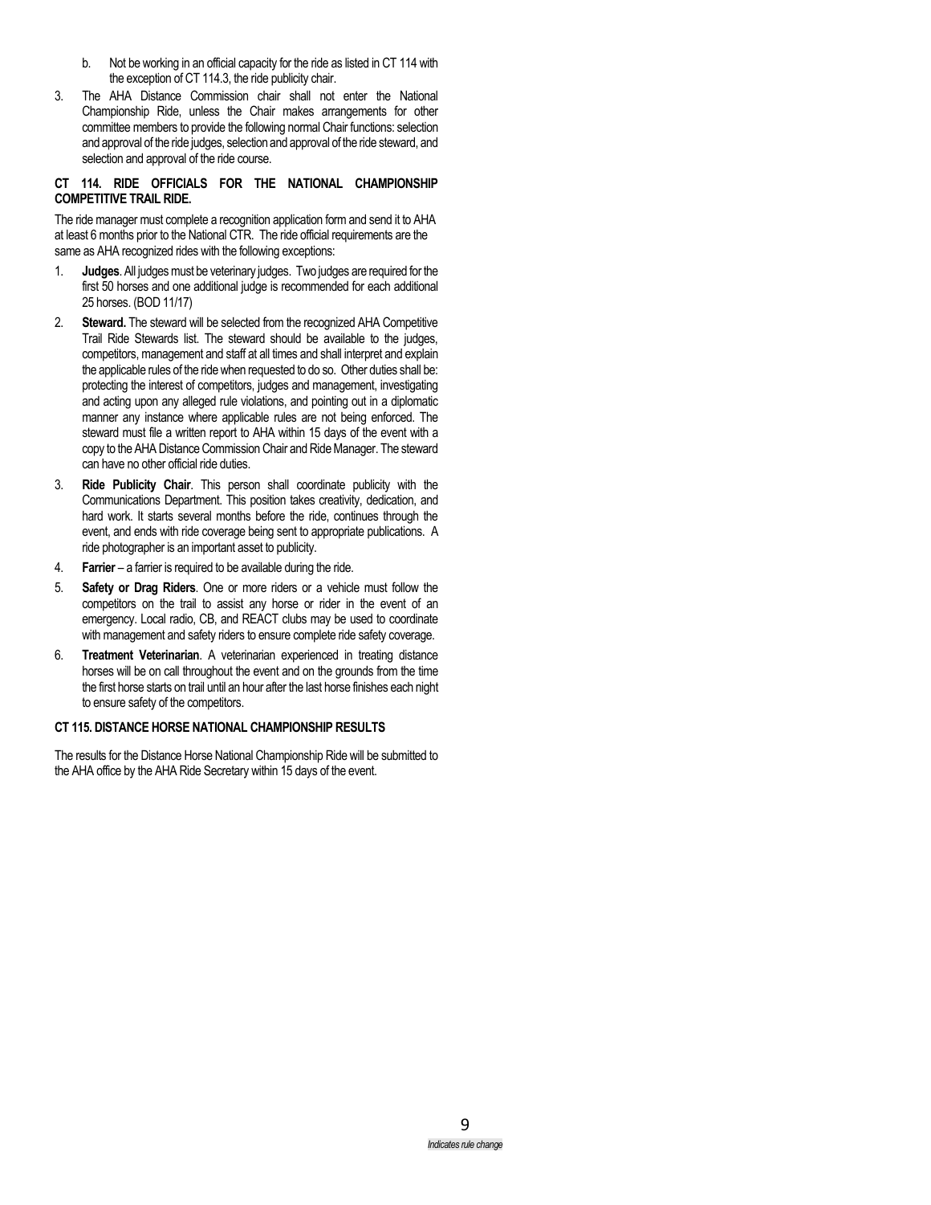b. Not be working in an official capacity for the ride as listed in CT 114 with the exception of CT 114.3, the ride publicity chair.

3. The AHA Distance Commission chair shall not enter the National Championship Ride, unless the Chair makes arrangements for other committee members to provide the following normal Chair functions: selection and approval of the ride judges, selection and approval of the ride steward, and selection and approval of the ride course.

**CT 114. RIDE OFFICIALS FOR THE NATIONAL CHAMPIONSHIP COMPETITIVE TRAIL RIDE.**

The ride manager must complete a recognition application form and send it to AHA at least 6 months prior to the National CTR. The ride official requirements are the same as AHA recognized rides with the following exceptions:

1. **Judges**. All judges must be veterinary judges. Two judges are required for the first 50 horses and one additional judge is recommended for each additional 25 horses. (BOD 11/17)
2. **Steward.** The steward will be selected from the recognized AHA Competitive Trail Ride Stewards list. The steward should be available to the judges, competitors, management and staff at all times and shall interpret and explain the applicable rules of the ride when requested to do so. Other duties shall be: protecting the interest of competitors, judges and management, investigating and acting upon any alleged rule violations, and pointing out in a diplomatic manner any instance where applicable rules are not being enforced. The steward must file a written report to AHA within 15 days of the event with a copy to the AHA Distance Commission Chair and Ride Manager. The steward can have no other official ride duties.
3. **Ride Publicity Chair**. This person shall coordinate publicity with the Communications Department. This position takes creativity, dedication, and hard work. It starts several months before the ride, continues through the event, and ends with ride coverage being sent to appropriate publications. A ride photographer is an important asset to publicity.
4. **Farrier** – a farrier is required to be available during the ride.
5. **Safety or Drag Riders**. One or more riders or a vehicle must follow the competitors on the trail to assist any horse or rider in the event of an emergency. Local radio, CB, and REACT clubs may be used to coordinate with management and safety riders to ensure complete ride safety coverage.
6. **Treatment Veterinarian**. A veterinarian experienced in treating distance horses will be on call throughout the event and on the grounds from the time the first horse starts on trail until an hour after the last horse finishes each night to ensure safety of the competitors.

**CT 115. DISTANCE HORSE NATIONAL CHAMPIONSHIP RESULTS**

The results for the Distance Horse National Championship Ride will be submitted to the AHA office by the AHA Ride Secretary within 15 days of the event.